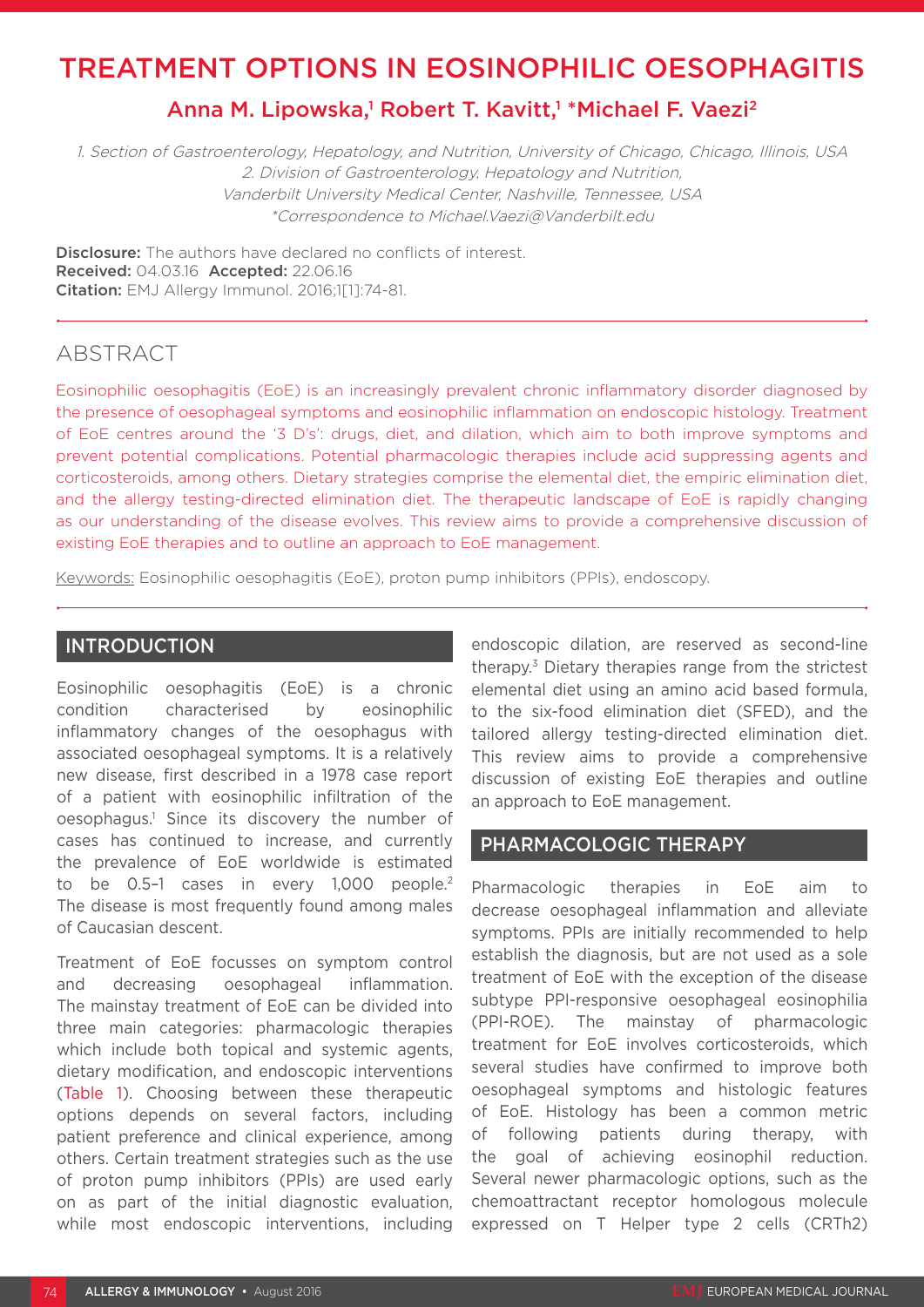# TREATMENT OPTIONS IN EOSINOPHILIC OESOPHAGITIS

## Anna M. Lipowska,[1] Robert T. Kavitt,[1] *Michael F. Vaezi[2]

*1. Section of Gastroenterology, Hepatology, and Nutrition, University of Chicago, Chicago, Illinois, USA*
*2. Division of Gastroenterology, Hepatology and Nutrition, Vanderbilt University Medical Center, Nashville, Tennessee, USA*
*\*Correspondence to Michael.Vaezi@Vanderbilt.edu*

**Disclosure:** The authors have declared no conflicts of interest.
**Received:** 04.03.16 **Accepted:** 22.06.16
**Citation:** EMJ Allergy Immunol. 2016;1[1]:74-81.

## ABSTRACT

Eosinophilic oesophagitis (EoE) is an increasingly prevalent chronic inflammatory disorder diagnosed by the presence of oesophageal symptoms and eosinophilic inflammation on endoscopic histology. Treatment of EoE centres around the '3 D's': drugs, diet, and dilation, which aim to both improve symptoms and prevent potential complications. Potential pharmacologic therapies include acid suppressing agents and corticosteroids, among others. Dietary strategies comprise the elemental diet, the empiric elimination diet, and the allergy testing-directed elimination diet. The therapeutic landscape of EoE is rapidly changing as our understanding of the disease evolves. This review aims to provide a comprehensive discussion of existing EoE therapies and to outline an approach to EoE management.

Keywords: Eosinophilic oesophagitis (EoE), proton pump inhibitors (PPIs), endoscopy.

## INTRODUCTION

Eosinophilic oesophagitis (EoE) is a chronic condition characterised by eosinophilic inflammatory changes of the oesophagus with associated oesophageal symptoms. It is a relatively new disease, first described in a 1978 case report of a patient with eosinophilic infiltration of the oesophagus.[1] Since its discovery the number of cases has continued to increase, and currently the prevalence of EoE worldwide is estimated to be 0.5–1 cases in every 1,000 people.[2] The disease is most frequently found among males of Caucasian descent.

Treatment of EoE focusses on symptom control and decreasing oesophageal inflammation. The mainstay treatment of EoE can be divided into three main categories: pharmacologic therapies which include both topical and systemic agents, dietary modification, and endoscopic interventions (Table 1). Choosing between these therapeutic options depends on several factors, including patient preference and clinical experience, among others. Certain treatment strategies such as the use of proton pump inhibitors (PPIs) are used early on as part of the initial diagnostic evaluation, while most endoscopic interventions, including endoscopic dilation, are reserved as second-line therapy.[3] Dietary therapies range from the strictest elemental diet using an amino acid based formula, to the six-food elimination diet (SFED), and the tailored allergy testing-directed elimination diet. This review aims to provide a comprehensive discussion of existing EoE therapies and outline an approach to EoE management.

## PHARMACOLOGIC THERAPY

Pharmacologic therapies in EoE aim to decrease oesophageal inflammation and alleviate symptoms. PPIs are initially recommended to help establish the diagnosis, but are not used as a sole treatment of EoE with the exception of the disease subtype PPI-responsive oesophageal eosinophilia (PPI-ROE). The mainstay of pharmacologic treatment for EoE involves corticosteroids, which several studies have confirmed to improve both oesophageal symptoms and histologic features of EoE. Histology has been a common metric of following patients during therapy, with the goal of achieving eosinophil reduction. Several newer pharmacologic options, such as the chemoattractant receptor homologous molecule expressed on T Helper type 2 cells (CRTh2)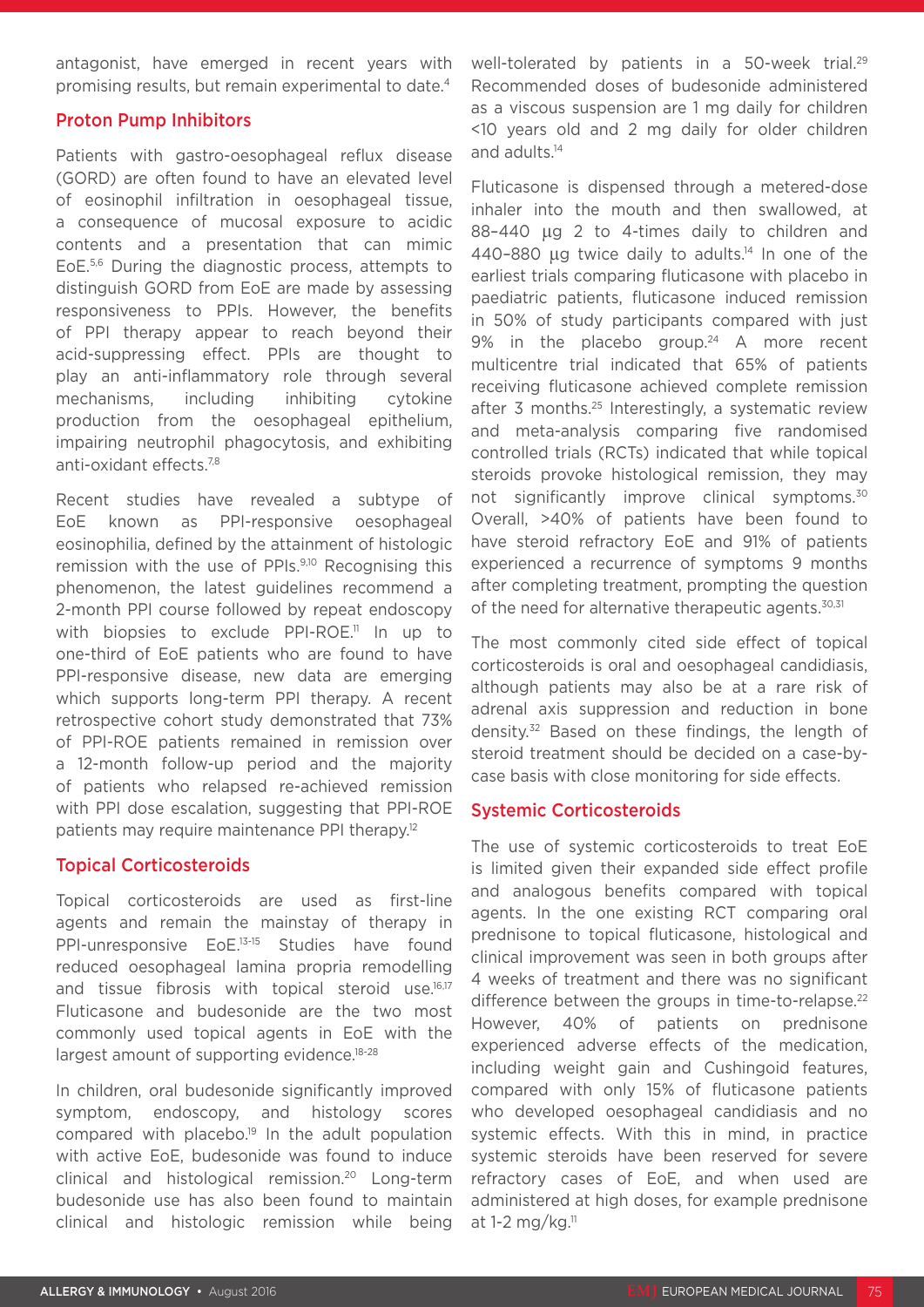antagonist, have emerged in recent years with promising results, but remain experimental to date.[4]

## Proton Pump Inhibitors

Patients with gastro-oesophageal reflux disease (GORD) are often found to have an elevated level of eosinophil infiltration in oesophageal tissue, a consequence of mucosal exposure to acidic contents and a presentation that can mimic EoE.[5,6] During the diagnostic process, attempts to distinguish GORD from EoE are made by assessing responsiveness to PPIs. However, the benefits of PPI therapy appear to reach beyond their acid-suppressing effect. PPIs are thought to play an anti-inflammatory role through several mechanisms, including inhibiting cytokine production from the oesophageal epithelium, impairing neutrophil phagocytosis, and exhibiting anti-oxidant effects.[7,8]

Recent studies have revealed a subtype of EoE known as PPI-responsive oesophageal eosinophilia, defined by the attainment of histologic remission with the use of PPIs.[9,10] Recognising this phenomenon, the latest guidelines recommend a 2-month PPI course followed by repeat endoscopy with biopsies to exclude PPI-ROE.[11] In up to one-third of EoE patients who are found to have PPI-responsive disease, new data are emerging which supports long-term PPI therapy. A recent retrospective cohort study demonstrated that 73% of PPI-ROE patients remained in remission over a 12-month follow-up period and the majority of patients who relapsed re-achieved remission with PPI dose escalation, suggesting that PPI-ROE patients may require maintenance PPI therapy.[12]

## Topical Corticosteroids

Topical corticosteroids are used as first-line agents and remain the mainstay of therapy in PPI-unresponsive EoE.[13-15] Studies have found reduced oesophageal lamina propria remodelling and tissue fibrosis with topical steroid use.[16,17] Fluticasone and budesonide are the two most commonly used topical agents in EoE with the largest amount of supporting evidence.[18-28]

In children, oral budesonide significantly improved symptom, endoscopy, and histology scores compared with placebo.[19] In the adult population with active EoE, budesonide was found to induce clinical and histological remission.[20] Long-term budesonide use has also been found to maintain clinical and histologic remission while being well-tolerated by patients in a 50-week trial.[29] Recommended doses of budesonide administered as a viscous suspension are 1 mg daily for children <10 years old and 2 mg daily for older children and adults.[14]

Fluticasone is dispensed through a metered-dose inhaler into the mouth and then swallowed, at 88–440 μg 2 to 4-times daily to children and 440–880 μg twice daily to adults.[14] In one of the earliest trials comparing fluticasone with placebo in paediatric patients, fluticasone induced remission in 50% of study participants compared with just 9% in the placebo group.[24] A more recent multicentre trial indicated that 65% of patients receiving fluticasone achieved complete remission after 3 months.[25] Interestingly, a systematic review and meta-analysis comparing five randomised controlled trials (RCTs) indicated that while topical steroids provoke histological remission, they may not significantly improve clinical symptoms.[30] Overall, >40% of patients have been found to have steroid refractory EoE and 91% of patients experienced a recurrence of symptoms 9 months after completing treatment, prompting the question of the need for alternative therapeutic agents.[30,31]

The most commonly cited side effect of topical corticosteroids is oral and oesophageal candidiasis, although patients may also be at a rare risk of adrenal axis suppression and reduction in bone density.[32] Based on these findings, the length of steroid treatment should be decided on a case-by-case basis with close monitoring for side effects.

## Systemic Corticosteroids

The use of systemic corticosteroids to treat EoE is limited given their expanded side effect profile and analogous benefits compared with topical agents. In the one existing RCT comparing oral prednisone to topical fluticasone, histological and clinical improvement was seen in both groups after 4 weeks of treatment and there was no significant difference between the groups in time-to-relapse.[22] However, 40% of patients on prednisone experienced adverse effects of the medication, including weight gain and Cushingoid features, compared with only 15% of fluticasone patients who developed oesophageal candidiasis and no systemic effects. With this in mind, in practice systemic steroids have been reserved for severe refractory cases of EoE, and when used are administered at high doses, for example prednisone at 1-2 mg/kg.[11]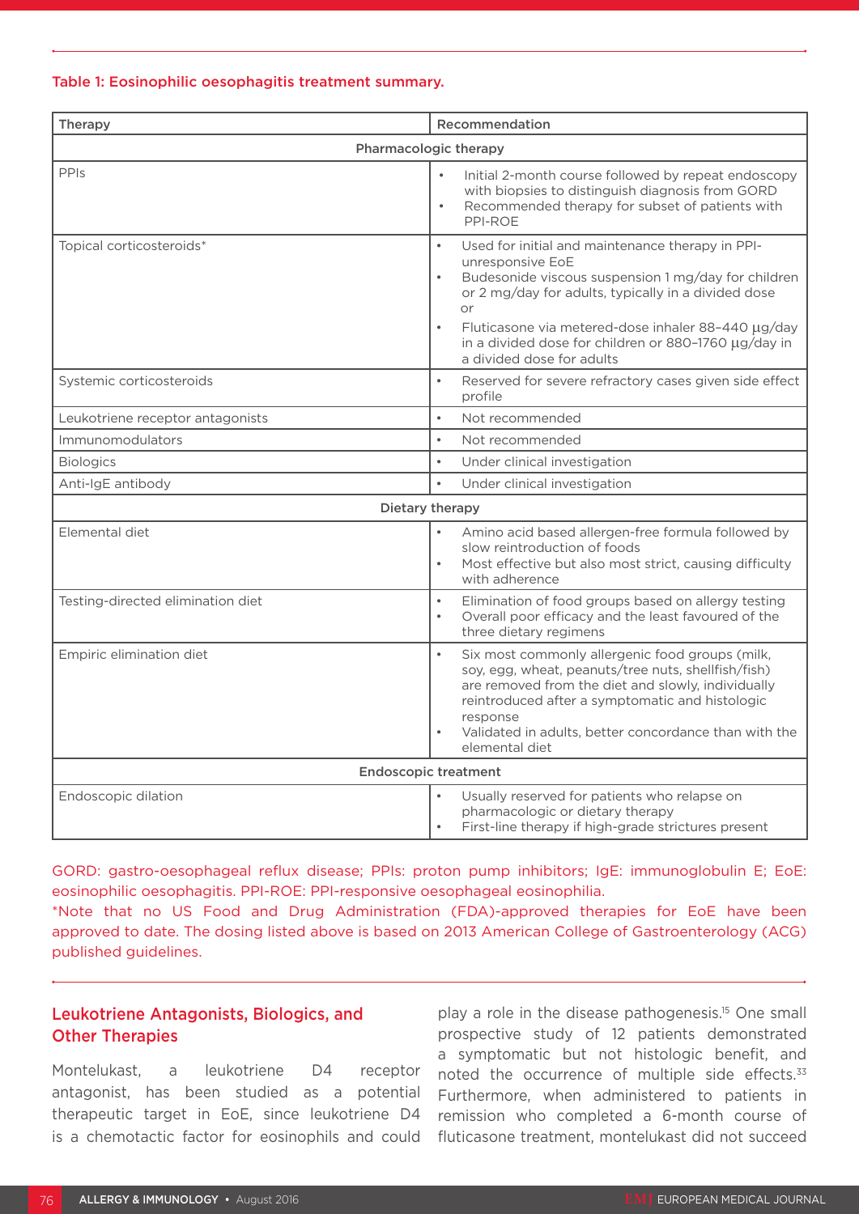**Table 1: Eosinophilic oesophagitis treatment summary.**

| Therapy | Recommendation |
|---|---|
| **Pharmacologic therapy** | |
| PPIs | • Initial 2-month course followed by repeat endoscopy with biopsies to distinguish diagnosis from GORD<br>• Recommended therapy for subset of patients with PPI-ROE |
| Topical corticosteroids* | • Used for initial and maintenance therapy in PPI-unresponsive EoE<br>• Budesonide viscous suspension 1 mg/day for children or 2 mg/day for adults, typically in a divided dose or<br>• Fluticasone via metered-dose inhaler 88–440 µg/day in a divided dose for children or 880–1760 µg/day in a divided dose for adults |
| Systemic corticosteroids | • Reserved for severe refractory cases given side effect profile |
| Leukotriene receptor antagonists | • Not recommended |
| Immunomodulators | • Not recommended |
| Biologics | • Under clinical investigation |
| Anti-IgE antibody | • Under clinical investigation |
| **Dietary therapy** | |
| Elemental diet | • Amino acid based allergen-free formula followed by slow reintroduction of foods<br>• Most effective but also most strict, causing difficulty with adherence |
| Testing-directed elimination diet | • Elimination of food groups based on allergy testing<br>• Overall poor efficacy and the least favoured of the three dietary regimens |
| Empiric elimination diet | • Six most commonly allergenic food groups (milk, soy, egg, wheat, peanuts/tree nuts, shellfish/fish) are removed from the diet and slowly, individually reintroduced after a symptomatic and histologic response<br>• Validated in adults, better concordance than with the elemental diet |
| **Endoscopic treatment** | |
| Endoscopic dilation | • Usually reserved for patients who relapse on pharmacologic or dietary therapy<br>• First-line therapy if high-grade strictures present |

GORD: gastro-oesophageal reflux disease; PPIs: proton pump inhibitors; IgE: immunoglobulin E; EoE: eosinophilic oesophagitis. PPI-ROE: PPI-responsive oesophageal eosinophilia.
*Note that no US Food and Drug Administration (FDA)-approved therapies for EoE have been approved to date. The dosing listed above is based on 2013 American College of Gastroenterology (ACG) published guidelines.

## Leukotriene Antagonists, Biologics, and Other Therapies

Montelukast, a leukotriene D4 receptor antagonist, has been studied as a potential therapeutic target in EoE, since leukotriene D4 is a chemotactic factor for eosinophils and could play a role in the disease pathogenesis.[15] One small prospective study of 12 patients demonstrated a symptomatic but not histologic benefit, and noted the occurrence of multiple side effects.[33] Furthermore, when administered to patients in remission who completed a 6-month course of fluticasone treatment, montelukast did not succeed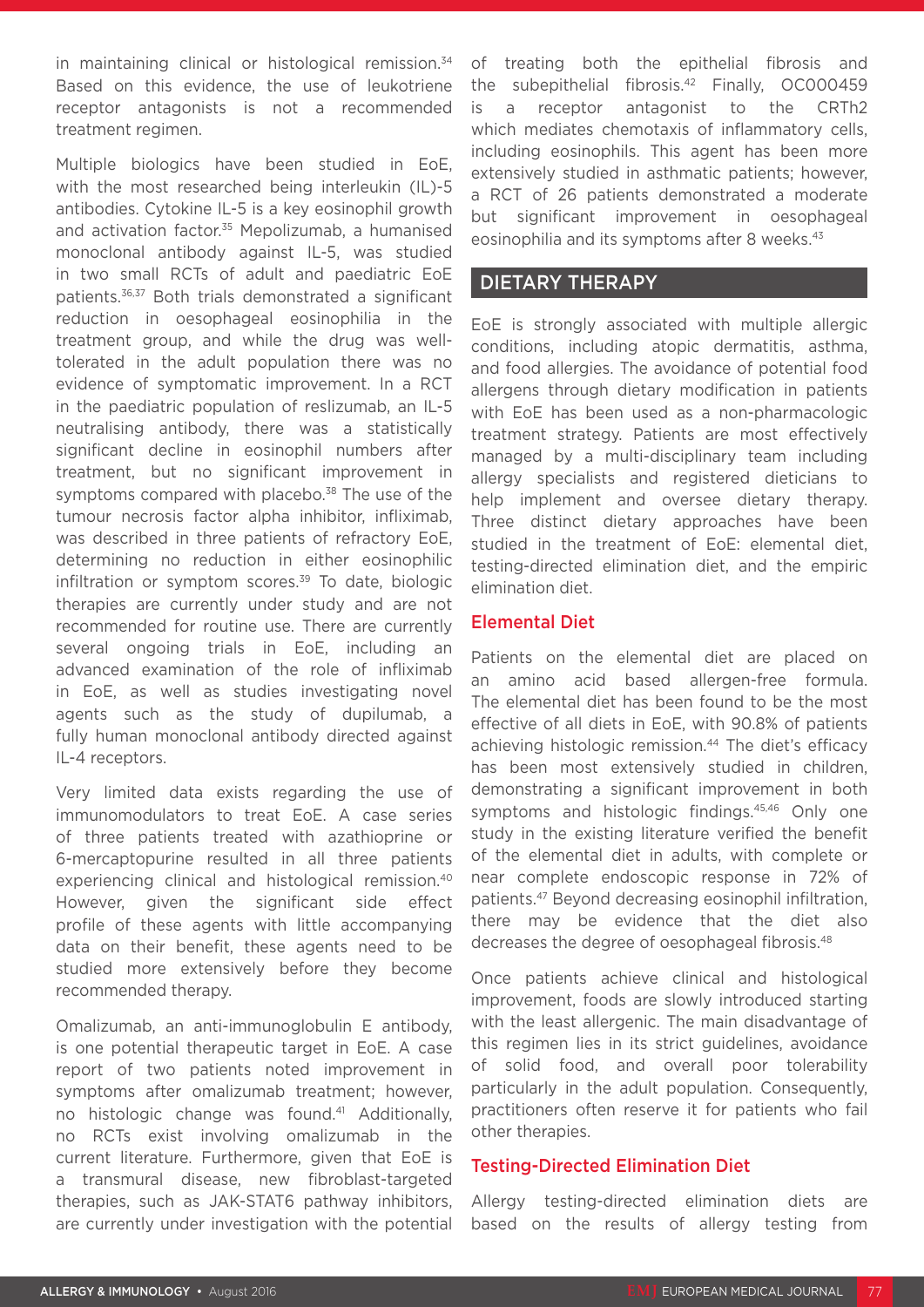in maintaining clinical or histological remission.[34] Based on this evidence, the use of leukotriene receptor antagonists is not a recommended treatment regimen.

Multiple biologics have been studied in EoE, with the most researched being interleukin (IL)-5 antibodies. Cytokine IL-5 is a key eosinophil growth and activation factor.[35] Mepolizumab, a humanised monoclonal antibody against IL-5, was studied in two small RCTs of adult and paediatric EoE patients.[36,37] Both trials demonstrated a significant reduction in oesophageal eosinophilia in the treatment group, and while the drug was well-tolerated in the adult population there was no evidence of symptomatic improvement. In a RCT in the paediatric population of reslizumab, an IL-5 neutralising antibody, there was a statistically significant decline in eosinophil numbers after treatment, but no significant improvement in symptoms compared with placebo.[38] The use of the tumour necrosis factor alpha inhibitor, infliximab, was described in three patients of refractory EoE, determining no reduction in either eosinophilic infiltration or symptom scores.[39] To date, biologic therapies are currently under study and are not recommended for routine use. There are currently several ongoing trials in EoE, including an advanced examination of the role of infliximab in EoE, as well as studies investigating novel agents such as the study of dupilumab, a fully human monoclonal antibody directed against IL-4 receptors.

Very limited data exists regarding the use of immunomodulators to treat EoE. A case series of three patients treated with azathioprine or 6-mercaptopurine resulted in all three patients experiencing clinical and histological remission.[40] However, given the significant side effect profile of these agents with little accompanying data on their benefit, these agents need to be studied more extensively before they become recommended therapy.

Omalizumab, an anti-immunoglobulin E antibody, is one potential therapeutic target in EoE. A case report of two patients noted improvement in symptoms after omalizumab treatment; however, no histologic change was found.[41] Additionally, no RCTs exist involving omalizumab in the current literature. Furthermore, given that EoE is a transmural disease, new fibroblast-targeted therapies, such as JAK-STAT6 pathway inhibitors, are currently under investigation with the potential of treating both the epithelial fibrosis and the subepithelial fibrosis.[42] Finally, OC000459 is a receptor antagonist to the CRTh2 which mediates chemotaxis of inflammatory cells, including eosinophils. This agent has been more extensively studied in asthmatic patients; however, a RCT of 26 patients demonstrated a moderate but significant improvement in oesophageal eosinophilia and its symptoms after 8 weeks.[43]

## DIETARY THERAPY

EoE is strongly associated with multiple allergic conditions, including atopic dermatitis, asthma, and food allergies. The avoidance of potential food allergens through dietary modification in patients with EoE has been used as a non-pharmacologic treatment strategy. Patients are most effectively managed by a multi-disciplinary team including allergy specialists and registered dieticians to help implement and oversee dietary therapy. Three distinct dietary approaches have been studied in the treatment of EoE: elemental diet, testing-directed elimination diet, and the empiric elimination diet.

### Elemental Diet

Patients on the elemental diet are placed on an amino acid based allergen-free formula. The elemental diet has been found to be the most effective of all diets in EoE, with 90.8% of patients achieving histologic remission.[44] The diet's efficacy has been most extensively studied in children, demonstrating a significant improvement in both symptoms and histologic findings.[45,46] Only one study in the existing literature verified the benefit of the elemental diet in adults, with complete or near complete endoscopic response in 72% of patients.[47] Beyond decreasing eosinophil infiltration, there may be evidence that the diet also decreases the degree of oesophageal fibrosis.[48]

Once patients achieve clinical and histological improvement, foods are slowly introduced starting with the least allergenic. The main disadvantage of this regimen lies in its strict guidelines, avoidance of solid food, and overall poor tolerability particularly in the adult population. Consequently, practitioners often reserve it for patients who fail other therapies.

### Testing-Directed Elimination Diet

Allergy testing-directed elimination diets are based on the results of allergy testing from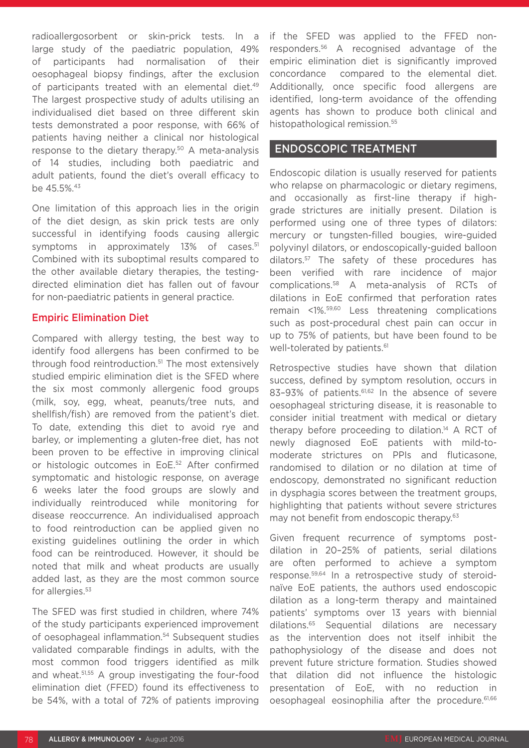radioallergosorbent or skin-prick tests. In a large study of the paediatric population, 49% of participants had normalisation of their oesophageal biopsy findings, after the exclusion of participants treated with an elemental diet.[49] The largest prospective study of adults utilising an individualised diet based on three different skin tests demonstrated a poor response, with 66% of patients having neither a clinical nor histological response to the dietary therapy.[50] A meta-analysis of 14 studies, including both paediatric and adult patients, found the diet's overall efficacy to be 45.5%.[43]

One limitation of this approach lies in the origin of the diet design, as skin prick tests are only successful in identifying foods causing allergic symptoms in approximately 13% of cases.[51] Combined with its suboptimal results compared to the other available dietary therapies, the testing-directed elimination diet has fallen out of favour for non-paediatric patients in general practice.

### Empiric Elimination Diet

Compared with allergy testing, the best way to identify food allergens has been confirmed to be through food reintroduction.[51] The most extensively studied empiric elimination diet is the SFED where the six most commonly allergenic food groups (milk, soy, egg, wheat, peanuts/tree nuts, and shellfish/fish) are removed from the patient's diet. To date, extending this diet to avoid rye and barley, or implementing a gluten-free diet, has not been proven to be effective in improving clinical or histologic outcomes in EoE.[52] After confirmed symptomatic and histologic response, on average 6 weeks later the food groups are slowly and individually reintroduced while monitoring for disease reoccurrence. An individualised approach to food reintroduction can be applied given no existing guidelines outlining the order in which food can be reintroduced. However, it should be noted that milk and wheat products are usually added last, as they are the most common source for allergies.[53]

The SFED was first studied in children, where 74% of the study participants experienced improvement of oesophageal inflammation.[54] Subsequent studies validated comparable findings in adults, with the most common food triggers identified as milk and wheat.[51,55] A group investigating the four-food elimination diet (FFED) found its effectiveness to be 54%, with a total of 72% of patients improving if the SFED was applied to the FFED non-responders.[56] A recognised advantage of the empiric elimination diet is significantly improved concordance compared to the elemental diet. Additionally, once specific food allergens are identified, long-term avoidance of the offending agents has shown to produce both clinical and histopathological remission.[55]

## ENDOSCOPIC TREATMENT

Endoscopic dilation is usually reserved for patients who relapse on pharmacologic or dietary regimens, and occasionally as first-line therapy if high-grade strictures are initially present. Dilation is performed using one of three types of dilators: mercury or tungsten-filled bougies, wire-guided polyvinyl dilators, or endoscopically-guided balloon dilators.[57] The safety of these procedures has been verified with rare incidence of major complications.[58] A meta-analysis of RCTs of dilations in EoE confirmed that perforation rates remain <1%.[59,60] Less threatening complications such as post-procedural chest pain can occur in up to 75% of patients, but have been found to be well-tolerated by patients.[61]

Retrospective studies have shown that dilation success, defined by symptom resolution, occurs in 83–93% of patients.[61,62] In the absence of severe oesophageal stricturing disease, it is reasonable to consider initial treatment with medical or dietary therapy before proceeding to dilation.[14] A RCT of newly diagnosed EoE patients with mild-to-moderate strictures on PPIs and fluticasone, randomised to dilation or no dilation at time of endoscopy, demonstrated no significant reduction in dysphagia scores between the treatment groups, highlighting that patients without severe strictures may not benefit from endoscopic therapy.[63]

Given frequent recurrence of symptoms post-dilation in 20–25% of patients, serial dilations are often performed to achieve a symptom response.[59,64] In a retrospective study of steroid-naïve EoE patients, the authors used endoscopic dilation as a long-term therapy and maintained patients' symptoms over 13 years with biennial dilations.[65] Sequential dilations are necessary as the intervention does not itself inhibit the pathophysiology of the disease and does not prevent future stricture formation. Studies showed that dilation did not influence the histologic presentation of EoE, with no reduction in oesophageal eosinophilia after the procedure.[61,66]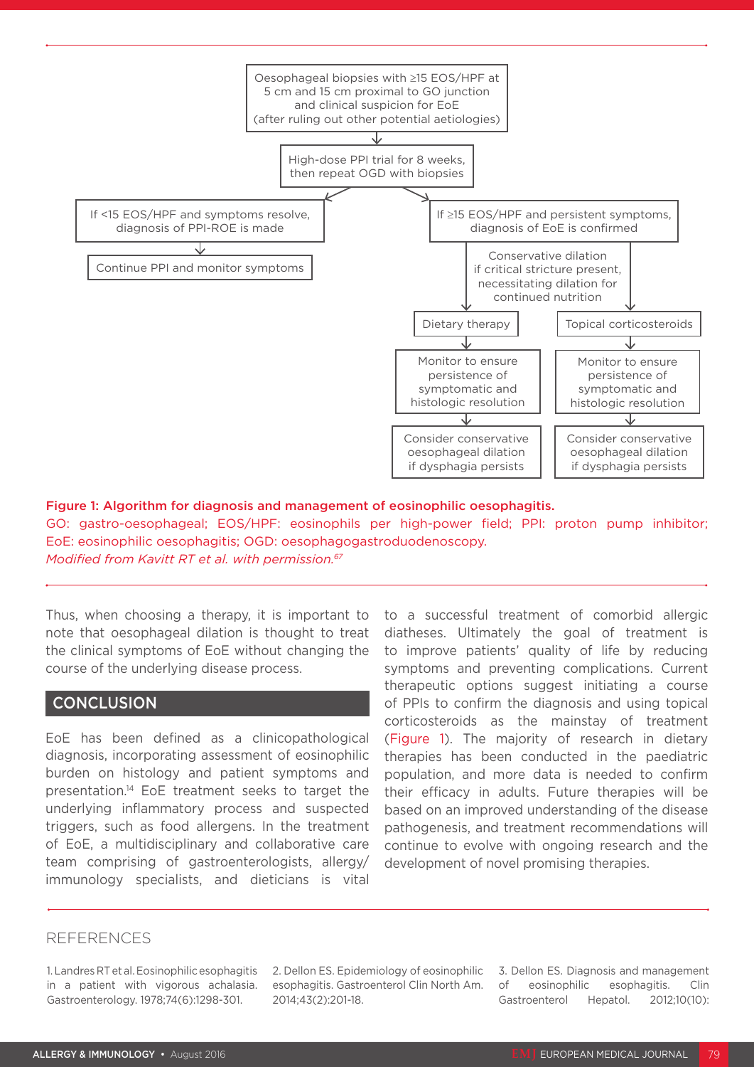Oesophageal biopsies with ≥15 EOS/HPF at 5 cm and 15 cm proximal to GO junction and clinical suspicion for EoE (after ruling out other potential aetiologies)

High-dose PPI trial for 8 weeks, then repeat OGD with biopsies

If <15 EOS/HPF and symptoms resolve, diagnosis of PPI-ROE is made

Continue PPI and monitor symptoms

If ≥15 EOS/HPF and persistent symptoms, diagnosis of EoE is confirmed

Conservative dilation if critical stricture present, necessitating dilation for continued nutrition

Dietary therapy

Topical corticosteroids

Monitor to ensure persistence of symptomatic and histologic resolution

Monitor to ensure persistence of symptomatic and histologic resolution

Consider conservative oesophageal dilation if dysphagia persists

Consider conservative oesophageal dilation if dysphagia persists

**Figure 1: Algorithm for diagnosis and management of eosinophilic oesophagitis.**
GO: gastro-oesophageal; EOS/HPF: eosinophils per high-power field; PPI: proton pump inhibitor; EoE: eosinophilic oesophagitis; OGD: oesophagogastroduodenoscopy.
*Modified from Kavitt RT et al. with permission.[67]*

Thus, when choosing a therapy, it is important to note that oesophageal dilation is thought to treat the clinical symptoms of EoE without changing the course of the underlying disease process.

## CONCLUSION

EoE has been defined as a clinicopathological diagnosis, incorporating assessment of eosinophilic burden on histology and patient symptoms and presentation.[14] EoE treatment seeks to target the underlying inflammatory process and suspected triggers, such as food allergens. In the treatment of EoE, a multidisciplinary and collaborative care team comprising of gastroenterologists, allergy/immunology specialists, and dieticians is vital to a successful treatment of comorbid allergic diatheses. Ultimately the goal of treatment is to improve patients' quality of life by reducing symptoms and preventing complications. Current therapeutic options suggest initiating a course of PPIs to confirm the diagnosis and using topical corticosteroids as the mainstay of treatment (Figure 1). The majority of research in dietary therapies has been conducted in the paediatric population, and more data is needed to confirm their efficacy in adults. Future therapies will be based on an improved understanding of the disease pathogenesis, and treatment recommendations will continue to evolve with ongoing research and the development of novel promising therapies.

## REFERENCES

1. Landres RT et al. Eosinophilic esophagitis in a patient with vigorous achalasia. Gastroenterology. 1978;74(6):1298-301.

2. Dellon ES. Epidemiology of eosinophilic esophagitis. Gastroenterol Clin North Am. 2014;43(2):201-18.

3. Dellon ES. Diagnosis and management of eosinophilic esophagitis. Clin Gastroenterol Hepatol. 2012;10(10):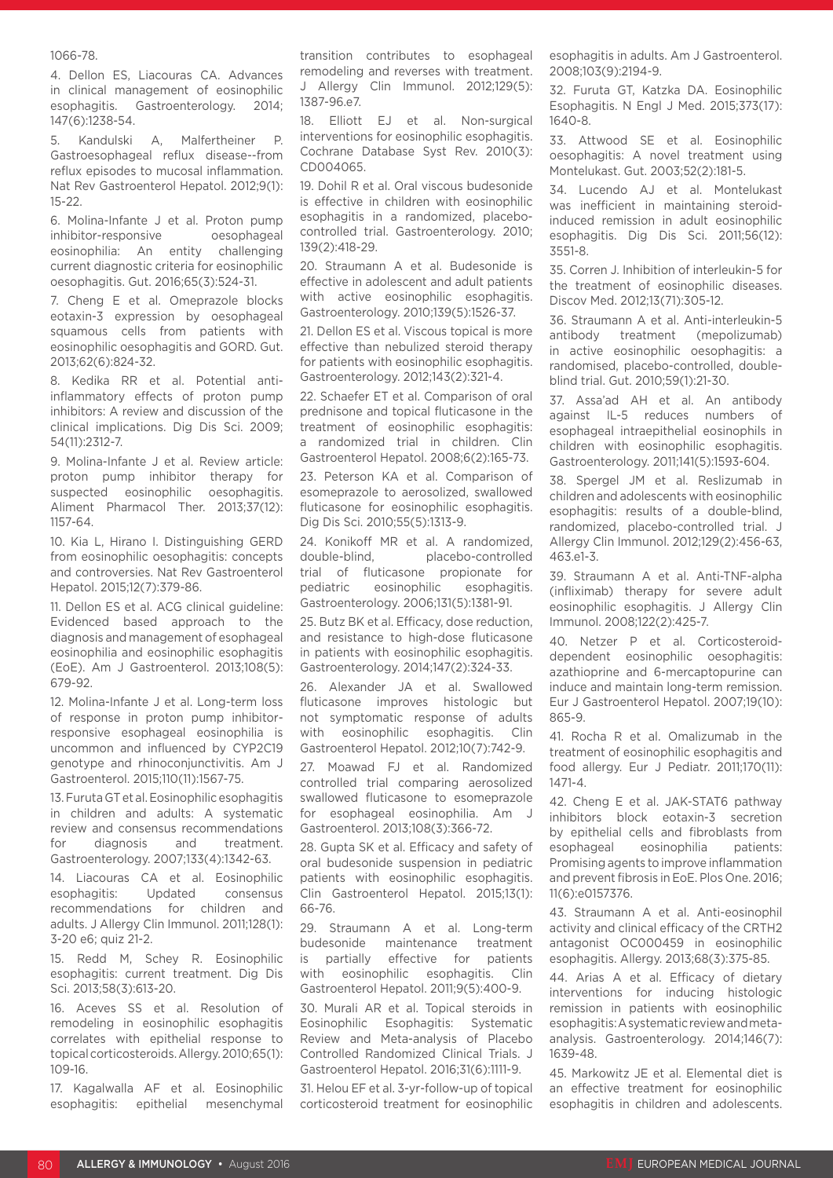1066-78.

4. Dellon ES, Liacouras CA. Advances in clinical management of eosinophilic esophagitis. Gastroenterology. 2014; 147(6):1238-54.

5. Kandulski A, Malfertheiner P. Gastroesophageal reflux disease--from reflux episodes to mucosal inflammation. Nat Rev Gastroenterol Hepatol. 2012;9(1): 15-22.

6. Molina-Infante J et al. Proton pump inhibitor-responsive oesophageal eosinophilia: An entity challenging current diagnostic criteria for eosinophilic oesophagitis. Gut. 2016;65(3):524-31.

7. Cheng E et al. Omeprazole blocks eotaxin-3 expression by oesophageal squamous cells from patients with eosinophilic oesophagitis and GORD. Gut. 2013;62(6):824-32.

8. Kedika RR et al. Potential anti-inflammatory effects of proton pump inhibitors: A review and discussion of the clinical implications. Dig Dis Sci. 2009; 54(11):2312-7.

9. Molina-Infante J et al. Review article: proton pump inhibitor therapy for suspected eosinophilic oesophagitis. Aliment Pharmacol Ther. 2013;37(12): 1157-64.

10. Kia L, Hirano I. Distinguishing GERD from eosinophilic oesophagitis: concepts and controversies. Nat Rev Gastroenterol Hepatol. 2015;12(7):379-86.

11. Dellon ES et al. ACG clinical guideline: Evidenced based approach to the diagnosis and management of esophageal eosinophilia and eosinophilic esophagitis (EoE). Am J Gastroenterol. 2013;108(5): 679-92.

12. Molina-Infante J et al. Long-term loss of response in proton pump inhibitor-responsive esophageal eosinophilia is uncommon and influenced by CYP2C19 genotype and rhinoconjunctivitis. Am J Gastroenterol. 2015;110(11):1567-75.

13. Furuta GT et al. Eosinophilic esophagitis in children and adults: A systematic review and consensus recommendations for diagnosis and treatment. Gastroenterology. 2007;133(4):1342-63.

14. Liacouras CA et al. Eosinophilic esophagitis: Updated consensus recommendations for children and adults. J Allergy Clin Immunol. 2011;128(1): 3-20 e6; quiz 21-2.

15. Redd M, Schey R. Eosinophilic esophagitis: current treatment. Dig Dis Sci. 2013;58(3):613-20.

16. Aceves SS et al. Resolution of remodeling in eosinophilic esophagitis correlates with epithelial response to topical corticosteroids. Allergy. 2010;65(1): 109-16.

17. Kagalwalla AF et al. Eosinophilic esophagitis: epithelial mesenchymal transition contributes to esophageal remodeling and reverses with treatment. J Allergy Clin Immunol. 2012;129(5): 1387-96.e7.

18. Elliott EJ et al. Non-surgical interventions for eosinophilic esophagitis. Cochrane Database Syst Rev. 2010(3): CD004065.

19. Dohil R et al. Oral viscous budesonide is effective in children with eosinophilic esophagitis in a randomized, placebo-controlled trial. Gastroenterology. 2010; 139(2):418-29.

20. Straumann A et al. Budesonide is effective in adolescent and adult patients with active eosinophilic esophagitis. Gastroenterology. 2010;139(5):1526-37.

21. Dellon ES et al. Viscous topical is more effective than nebulized steroid therapy for patients with eosinophilic esophagitis. Gastroenterology. 2012;143(2):321-4.

22. Schaefer ET et al. Comparison of oral prednisone and topical fluticasone in the treatment of eosinophilic esophagitis: a randomized trial in children. Clin Gastroenterol Hepatol. 2008;6(2):165-73.

23. Peterson KA et al. Comparison of esomeprazole to aerosolized, swallowed fluticasone for eosinophilic esophagitis. Dig Dis Sci. 2010;55(5):1313-9.

24. Konikoff MR et al. A randomized, double-blind, placebo-controlled trial of fluticasone propionate for pediatric eosinophilic esophagitis. Gastroenterology. 2006;131(5):1381-91.

25. Butz BK et al. Efficacy, dose reduction, and resistance to high-dose fluticasone in patients with eosinophilic esophagitis. Gastroenterology. 2014;147(2):324-33.

26. Alexander JA et al. Swallowed fluticasone improves histologic but not symptomatic response of adults with eosinophilic esophagitis. Clin Gastroenterol Hepatol. 2012;10(7):742-9.

27. Moawad FJ et al. Randomized controlled trial comparing aerosolized swallowed fluticasone to esomeprazole for esophageal eosinophilia. Am J Gastroenterol. 2013;108(3):366-72.

28. Gupta SK et al. Efficacy and safety of oral budesonide suspension in pediatric patients with eosinophilic esophagitis. Clin Gastroenterol Hepatol. 2015;13(1): 66-76.

29. Straumann A et al. Long-term budesonide maintenance treatment is partially effective for patients with eosinophilic esophagitis. Clin Gastroenterol Hepatol. 2011;9(5):400-9.

30. Murali AR et al. Topical steroids in Eosinophilic Esophagitis: Systematic Review and Meta-analysis of Placebo Controlled Randomized Clinical Trials. J Gastroenterol Hepatol. 2016;31(6):1111-9.

31. Helou EF et al. 3-yr-follow-up of topical corticosteroid treatment for eosinophilic esophagitis in adults. Am J Gastroenterol. 2008;103(9):2194-9.

32. Furuta GT, Katzka DA. Eosinophilic Esophagitis. N Engl J Med. 2015;373(17): 1640-8.

33. Attwood SE et al. Eosinophilic oesophagitis: A novel treatment using Montelukast. Gut. 2003;52(2):181-5.

34. Lucendo AJ et al. Montelukast was inefficient in maintaining steroid-induced remission in adult eosinophilic esophagitis. Dig Dis Sci. 2011;56(12): 3551-8.

35. Corren J. Inhibition of interleukin-5 for the treatment of eosinophilic diseases. Discov Med. 2012;13(71):305-12.

36. Straumann A et al. Anti-interleukin-5 antibody treatment (mepolizumab) in active eosinophilic oesophagitis: a randomised, placebo-controlled, double-blind trial. Gut. 2010;59(1):21-30.

37. Assa'ad AH et al. An antibody against IL-5 reduces numbers of esophageal intraepithelial eosinophils in children with eosinophilic esophagitis. Gastroenterology. 2011;141(5):1593-604.

38. Spergel JM et al. Reslizumab in children and adolescents with eosinophilic esophagitis: results of a double-blind, randomized, placebo-controlled trial. J Allergy Clin Immunol. 2012;129(2):456-63, 463.e1-3.

39. Straumann A et al. Anti-TNF-alpha (infliximab) therapy for severe adult eosinophilic esophagitis. J Allergy Clin Immunol. 2008;122(2):425-7.

40. Netzer P et al. Corticosteroid-dependent eosinophilic oesophagitis: azathioprine and 6-mercaptopurine can induce and maintain long-term remission. Eur J Gastroenterol Hepatol. 2007;19(10): 865-9.

41. Rocha R et al. Omalizumab in the treatment of eosinophilic esophagitis and food allergy. Eur J Pediatr. 2011;170(11): 1471-4.

42. Cheng E et al. JAK-STAT6 pathway inhibitors block eotaxin-3 secretion by epithelial cells and fibroblasts from esophageal eosinophilia patients: Promising agents to improve inflammation and prevent fibrosis in EoE. Plos One. 2016; 11(6):e0157376.

43. Straumann A et al. Anti-eosinophil activity and clinical efficacy of the CRTH2 antagonist OC000459 in eosinophilic esophagitis. Allergy. 2013;68(3):375-85.

44. Arias A et al. Efficacy of dietary interventions for inducing histologic remission in patients with eosinophilic esophagitis: A systematic review and meta-analysis. Gastroenterology. 2014;146(7): 1639-48.

45. Markowitz JE et al. Elemental diet is an effective treatment for eosinophilic esophagitis in children and adolescents.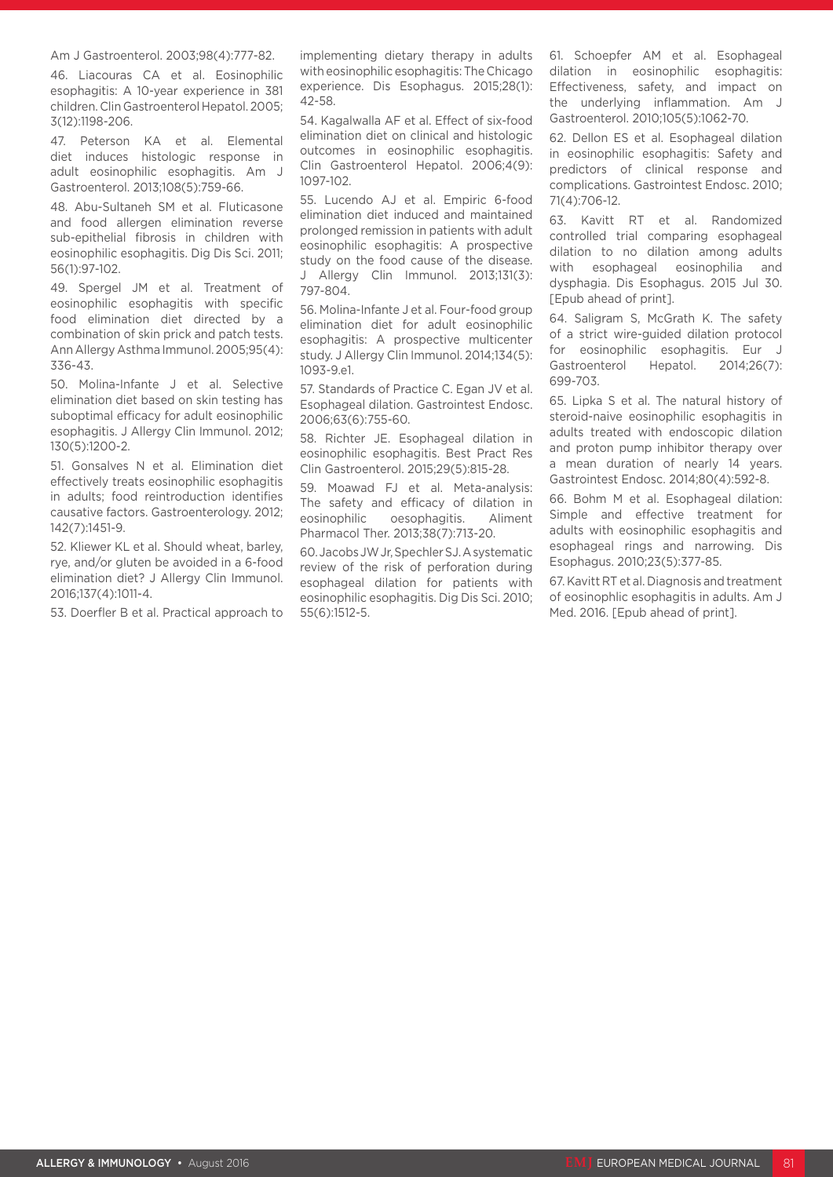Am J Gastroenterol. 2003;98(4):777-82.

46. Liacouras CA et al. Eosinophilic esophagitis: A 10-year experience in 381 children. Clin Gastroenterol Hepatol. 2005; 3(12):1198-206.

47. Peterson KA et al. Elemental diet induces histologic response in adult eosinophilic esophagitis. Am J Gastroenterol. 2013;108(5):759-66.

48. Abu-Sultaneh SM et al. Fluticasone and food allergen elimination reverse sub-epithelial fibrosis in children with eosinophilic esophagitis. Dig Dis Sci. 2011; 56(1):97-102.

49. Spergel JM et al. Treatment of eosinophilic esophagitis with specific food elimination diet directed by a combination of skin prick and patch tests. Ann Allergy Asthma Immunol. 2005;95(4): 336-43.

50. Molina-Infante J et al. Selective elimination diet based on skin testing has suboptimal efficacy for adult eosinophilic esophagitis. J Allergy Clin Immunol. 2012; 130(5):1200-2.

51. Gonsalves N et al. Elimination diet effectively treats eosinophilic esophagitis in adults; food reintroduction identifies causative factors. Gastroenterology. 2012; 142(7):1451-9.

52. Kliewer KL et al. Should wheat, barley, rye, and/or gluten be avoided in a 6-food elimination diet? J Allergy Clin Immunol. 2016;137(4):1011-4.

53. Doerfler B et al. Practical approach to implementing dietary therapy in adults with eosinophilic esophagitis: The Chicago experience. Dis Esophagus. 2015;28(1): 42-58.

54. Kagalwalla AF et al. Effect of six-food elimination diet on clinical and histologic outcomes in eosinophilic esophagitis. Clin Gastroenterol Hepatol. 2006;4(9): 1097-102.

55. Lucendo AJ et al. Empiric 6-food elimination diet induced and maintained prolonged remission in patients with adult eosinophilic esophagitis: A prospective study on the food cause of the disease. J Allergy Clin Immunol. 2013;131(3): 797-804.

56. Molina-Infante J et al. Four-food group elimination diet for adult eosinophilic esophagitis: A prospective multicenter study. J Allergy Clin Immunol. 2014;134(5): 1093-9.e1.

57. Standards of Practice C. Egan JV et al. Esophageal dilation. Gastrointest Endosc. 2006;63(6):755-60.

58. Richter JE. Esophageal dilation in eosinophilic esophagitis. Best Pract Res Clin Gastroenterol. 2015;29(5):815-28.

59. Moawad FJ et al. Meta-analysis: The safety and efficacy of dilation in eosinophilic oesophagitis. Aliment Pharmacol Ther. 2013;38(7):713-20.

60. Jacobs JW Jr, Spechler SJ. A systematic review of the risk of perforation during esophageal dilation for patients with eosinophilic esophagitis. Dig Dis Sci. 2010; 55(6):1512-5.

61. Schoepfer AM et al. Esophageal dilation in eosinophilic esophagitis: Effectiveness, safety, and impact on the underlying inflammation. Am J Gastroenterol. 2010;105(5):1062-70.

62. Dellon ES et al. Esophageal dilation in eosinophilic esophagitis: Safety and predictors of clinical response and complications. Gastrointest Endosc. 2010; 71(4):706-12.

63. Kavitt RT et al. Randomized controlled trial comparing esophageal dilation to no dilation among adults with esophageal eosinophilia and dysphagia. Dis Esophagus. 2015 Jul 30. [Epub ahead of print].

64. Saligram S, McGrath K. The safety of a strict wire-guided dilation protocol for eosinophilic esophagitis. Eur J Gastroenterol Hepatol. 2014;26(7): 699-703.

65. Lipka S et al. The natural history of steroid-naive eosinophilic esophagitis in adults treated with endoscopic dilation and proton pump inhibitor therapy over a mean duration of nearly 14 years. Gastrointest Endosc. 2014;80(4):592-8.

66. Bohm M et al. Esophageal dilation: Simple and effective treatment for adults with eosinophilic esophagitis and esophageal rings and narrowing. Dis Esophagus. 2010;23(5):377-85.

67. Kavitt RT et al. Diagnosis and treatment of eosinophilic esophagitis in adults. Am J Med. 2016. [Epub ahead of print].